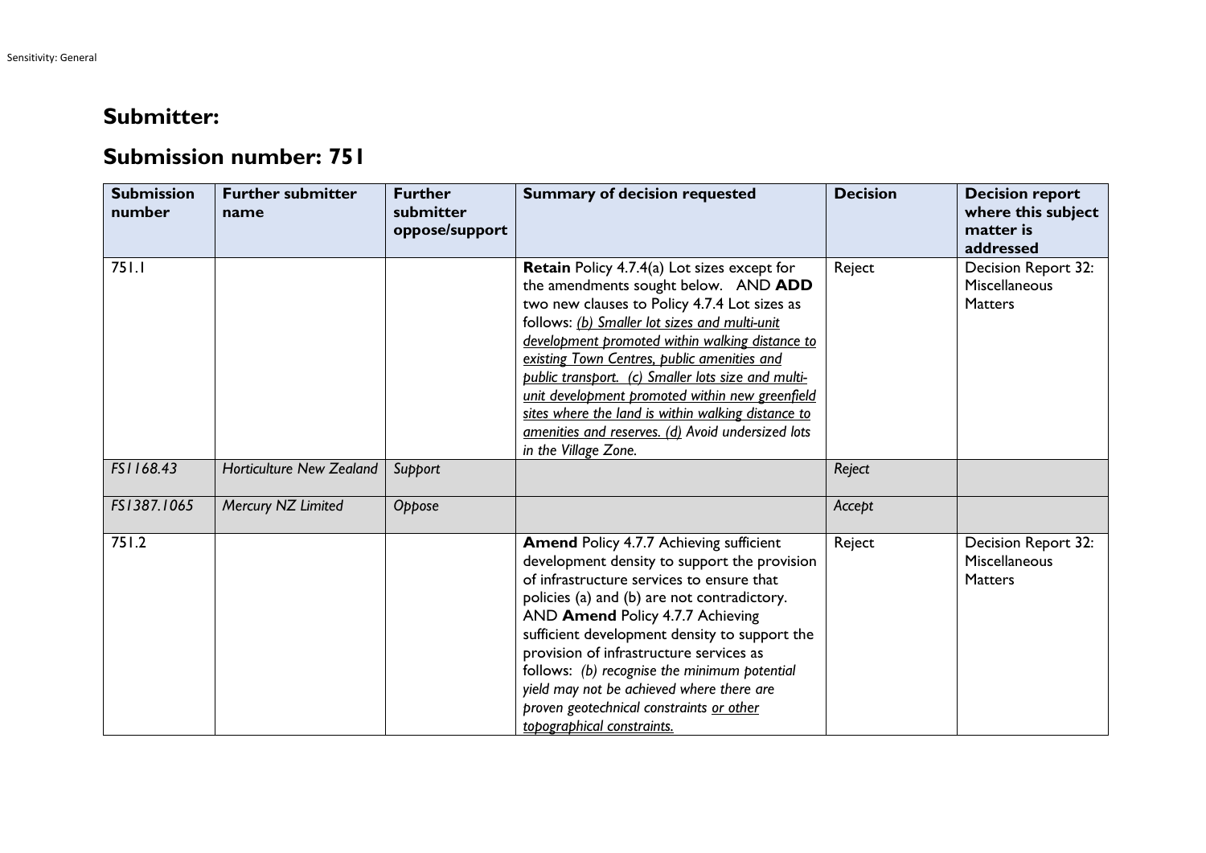## Submitter:

## Submission number: 751

| Submission number | Further submitter name | Further submitter oppose/support | Summary of decision requested | Decision | Decision report where this subject matter is addressed |
|---|---|---|---|---|---|
| 751.1 | | | **Retain** Policy 4.7.4(a) Lot sizes except for the amendments sought below. AND **ADD** two new clauses to Policy 4.7.4 Lot sizes as follows: *<u>(b) Smaller lot sizes and multi-unit development promoted within walking distance to existing Town Centres, public amenities and public transport. (c) Smaller lots size and multi-unit development promoted within new greenfield sites where the land is within walking distance to amenities and reserves. (d)</u> Avoid undersized lots in the Village Zone.* | Reject | Decision Report 32: Miscellaneous Matters |
| *FS1168.43* | *Horticulture New Zealand* | *Support* | | *Reject* | |
| *FS1387.1065* | *Mercury NZ Limited* | *Oppose* | | *Accept* | |
| 751.2 | | | **Amend** Policy 4.7.7 Achieving sufficient development density to support the provision of infrastructure services to ensure that policies (a) and (b) are not contradictory. AND **Amend** Policy 4.7.7 Achieving sufficient development density to support the provision of infrastructure services as follows: *(b) recognise the minimum potential yield may not be achieved where there are proven geotechnical constraints <u>or other topographical constraints.</u>* | Reject | Decision Report 32: Miscellaneous Matters |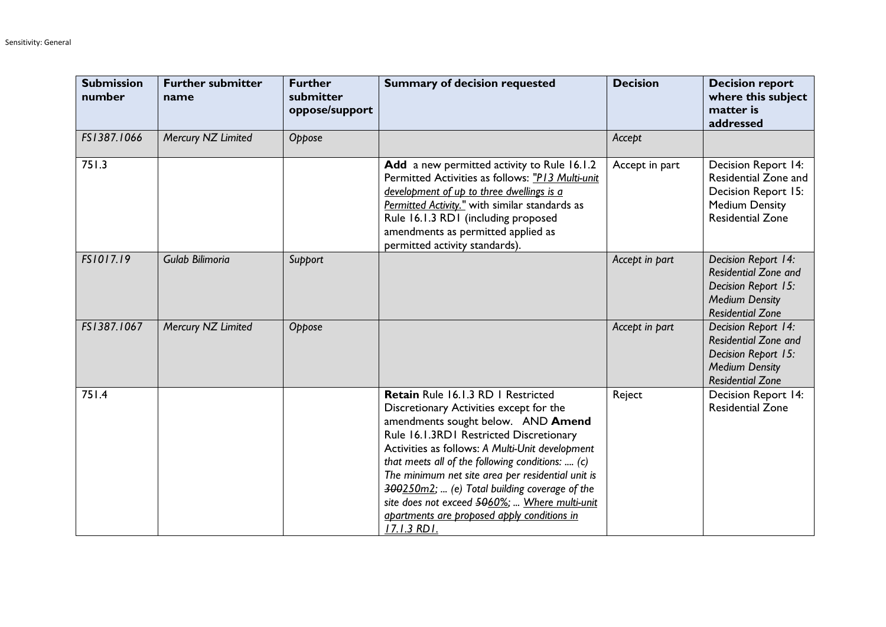| Submission number | Further submitter name | Further submitter oppose/support | Summary of decision requested | Decision | Decision report where this subject matter is addressed |
|---|---|---|---|---|---|
| *FS1387.1066* | *Mercury NZ Limited* | *Oppose* | | *Accept* | |
| 751.3 | | | **Add** a new permitted activity to Rule 16.1.2 Permitted Activities as follows: *"P13 Multi-unit development of up to three dwellings is a Permitted Activity."* with similar standards as Rule 16.1.3 RD1 (including proposed amendments as permitted applied as permitted activity standards). | Accept in part | Decision Report 14: Residential Zone and Decision Report 15: Medium Density Residential Zone |
| *FS1017.19* | *Gulab Bilimoria* | *Support* | | *Accept in part* | *Decision Report 14: Residential Zone and Decision Report 15: Medium Density Residential Zone* |
| *FS1387.1067* | *Mercury NZ Limited* | *Oppose* | | *Accept in part* | *Decision Report 14: Residential Zone and Decision Report 15: Medium Density Residential Zone* |
| 751.4 | | | **Retain** Rule 16.1.3 RD 1 Restricted Discretionary Activities except for the amendments sought below. AND **Amend** Rule 16.1.3RD1 Restricted Discretionary Activities as follows: *A Multi-Unit development that meets all of the following conditions: .... (c) The minimum net site area per residential unit is ~~300~~250m2; ... (e) Total building coverage of the site does not exceed ~~50~~60%; ... Where multi-unit apartments are proposed apply conditions in 17.1.3 RD1.* | Reject | Decision Report 14: Residential Zone |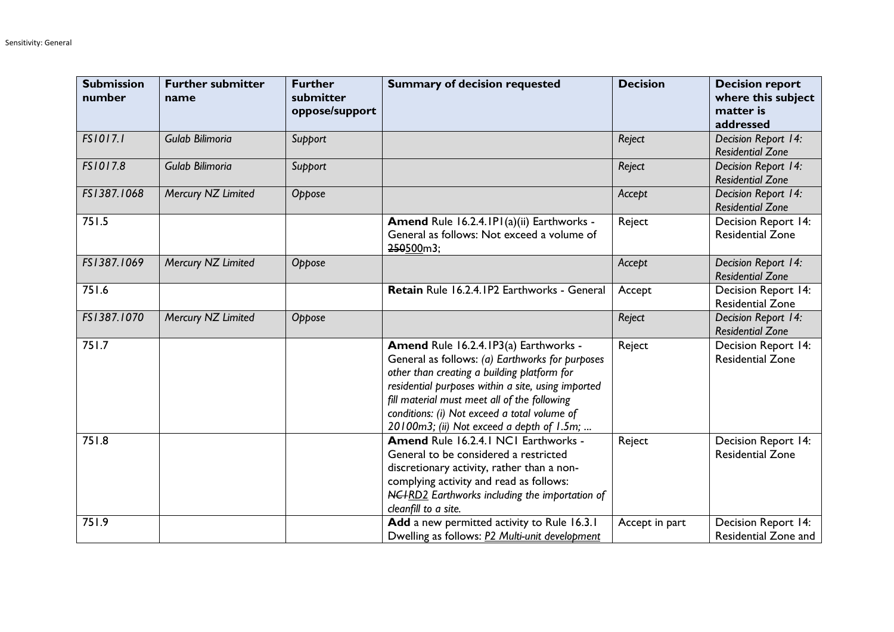| Submission number | Further submitter name | Further submitter oppose/support | Summary of decision requested | Decision | Decision report where this subject matter is addressed |
|---|---|---|---|---|---|
| *FS1017.1* | *Gulab Bilimoria* | *Support* | | *Reject* | *Decision Report 14: Residential Zone* |
| *FS1017.8* | *Gulab Bilimoria* | *Support* | | *Reject* | *Decision Report 14: Residential Zone* |
| *FS1387.1068* | *Mercury NZ Limited* | *Oppose* | | *Accept* | *Decision Report 14: Residential Zone* |
| 751.5 | | | **Amend** Rule 16.2.4.1P1(a)(ii) Earthworks - General as follows: Not exceed a volume of ~~250~~<u>500</u>m3; | Reject | Decision Report 14: Residential Zone |
| *FS1387.1069* | *Mercury NZ Limited* | *Oppose* | | *Accept* | *Decision Report 14: Residential Zone* |
| 751.6 | | | **Retain** Rule 16.2.4.1P2 Earthworks - General | Accept | Decision Report 14: Residential Zone |
| *FS1387.1070* | *Mercury NZ Limited* | *Oppose* | | *Reject* | *Decision Report 14: Residential Zone* |
| 751.7 | | | **Amend** Rule 16.2.4.1P3(a) Earthworks - General as follows: *(a) Earthworks for purposes other than creating a building platform for residential purposes within a site, using imported fill material must meet all of the following conditions: (i) Not exceed a total volume of 20100m3; (ii) Not exceed a depth of 1.5m; ...* | Reject | Decision Report 14: Residential Zone |
| 751.8 | | | **Amend** Rule 16.2.4.1 NC1 Earthworks - General to be considered a restricted discretionary activity, rather than a non-complying activity and read as follows: *~~NC1~~<u>RD2</u> Earthworks including the importation of cleanfill to a site.* | Reject | Decision Report 14: Residential Zone |
| 751.9 | | | **Add** a new permitted activity to Rule 16.3.1 Dwelling as follows: *<u>P2 Multi-unit development</u>* | Accept in part | Decision Report 14: Residential Zone and |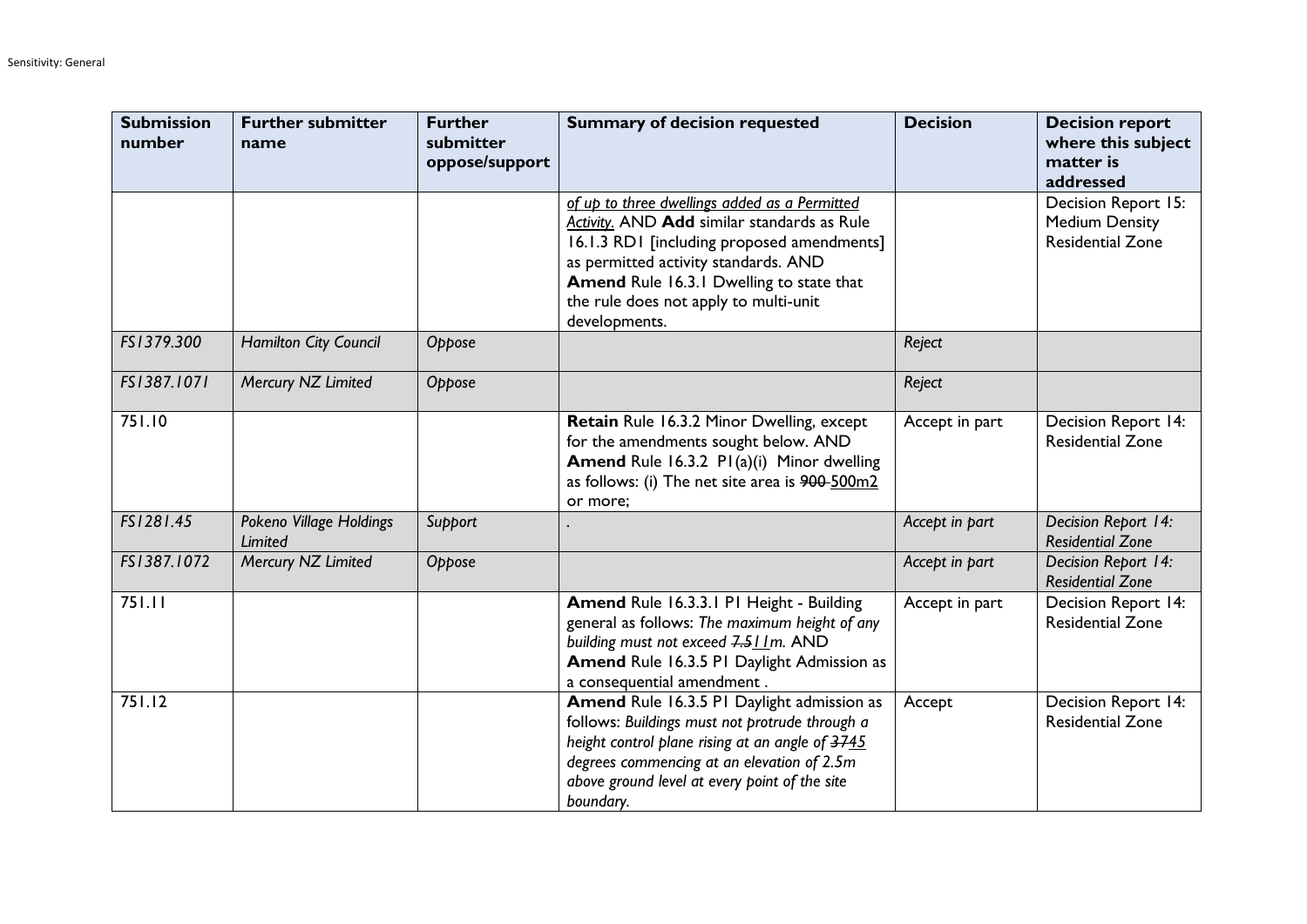| Submission number | Further submitter name | Further submitter oppose/support | Summary of decision requested | Decision | Decision report where this subject matter is addressed |
|---|---|---|---|---|---|
| | | | <u>*of up to three dwellings added as a Permitted Activity.*</u> AND **Add** similar standards as Rule 16.1.3 RD1 [including proposed amendments] as permitted activity standards. AND **Amend** Rule 16.3.1 Dwelling to state that the rule does not apply to multi-unit developments. | | Decision Report 15: Medium Density Residential Zone |
| *FS1379.300* | *Hamilton City Council* | *Oppose* | | *Reject* | |
| *FS1387.1071* | *Mercury NZ Limited* | *Oppose* | | *Reject* | |
| 751.10 | | | **Retain** Rule 16.3.2 Minor Dwelling, except for the amendments sought below. AND **Amend** Rule 16.3.2 P1(a)(i) Minor dwelling as follows: (i) The net site area is ~~900~~ <u>500m2</u> or more; | Accept in part | Decision Report 14: Residential Zone |
| *FS1281.45* | *Pokeno Village Holdings Limited* | *Support* | . | *Accept in part* | *Decision Report 14: Residential Zone* |
| *FS1387.1072* | *Mercury NZ Limited* | *Oppose* | | *Accept in part* | *Decision Report 14: Residential Zone* |
| 751.11 | | | **Amend** Rule 16.3.3.1 P1 Height - Building general as follows: *The maximum height of any building must not exceed ~~7.5~~<u>11</u>m.* AND **Amend** Rule 16.3.5 P1 Daylight Admission as a consequential amendment . | Accept in part | Decision Report 14: Residential Zone |
| 751.12 | | | **Amend** Rule 16.3.5 P1 Daylight admission as follows: *Buildings must not protrude through a height control plane rising at an angle of ~~37~~<u>45</u> degrees commencing at an elevation of 2.5m above ground level at every point of the site boundary.* | Accept | Decision Report 14: Residential Zone |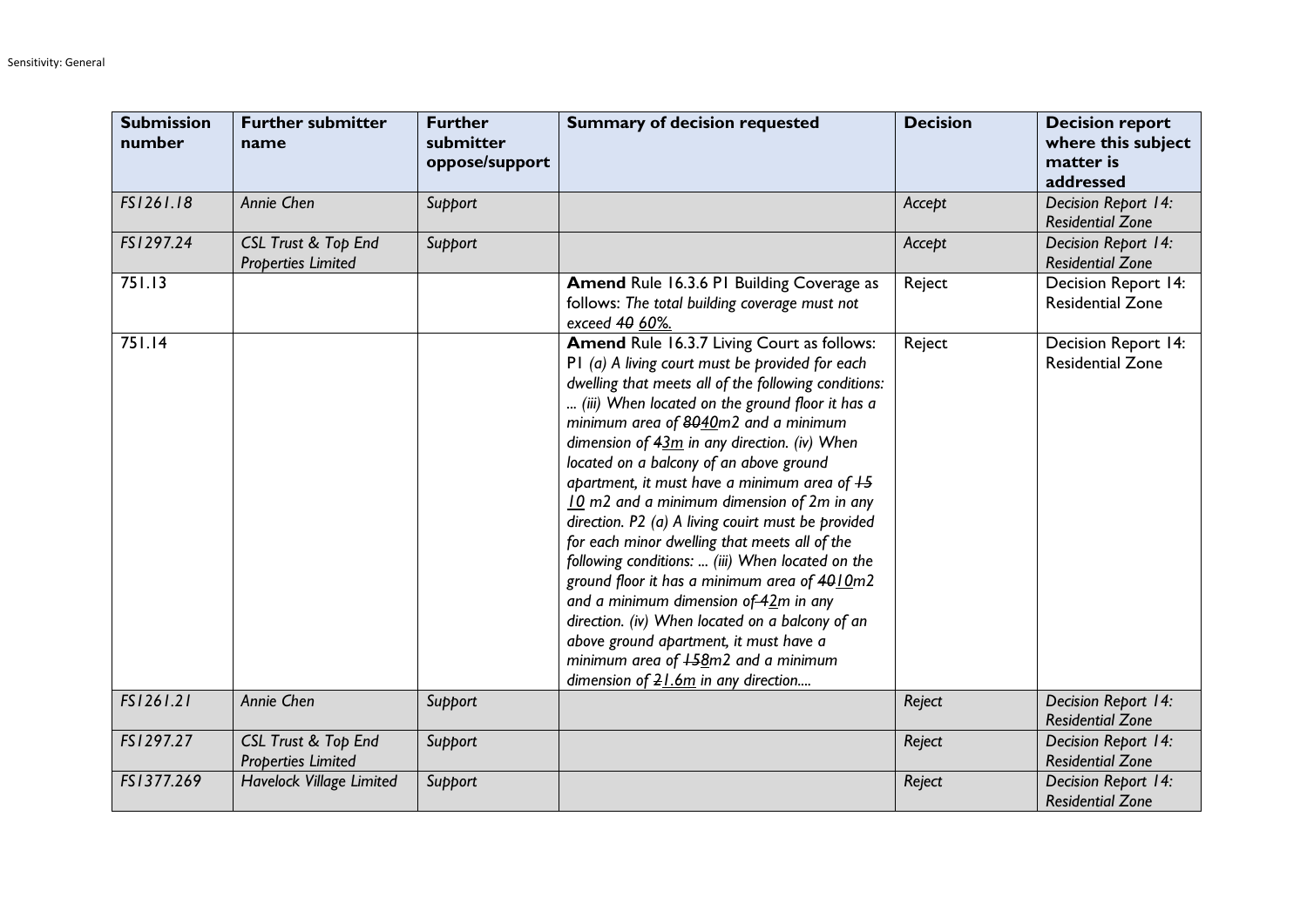| Submission number | Further submitter name | Further submitter oppose/support | Summary of decision requested | Decision | Decision report where this subject matter is addressed |
|---|---|---|---|---|---|
| *FS1261.18* | *Annie Chen* | *Support* | | *Accept* | *Decision Report 14: Residential Zone* |
| *FS1297.24* | *CSL Trust & Top End Properties Limited* | *Support* | | *Accept* | *Decision Report 14: Residential Zone* |
| 751.13 | | | **Amend** Rule 16.3.6 P1 Building Coverage as follows: *The total building coverage must not exceed ~~40~~ 60%.* | Reject | Decision Report 14: Residential Zone |
| 751.14 | | | **Amend** Rule 16.3.7 Living Court as follows: P1 *(a) A living court must be provided for each dwelling that meets all of the following conditions: ... (iii) When located on the ground floor it has a minimum area of ~~80~~40m2 and a minimum dimension of ~~4~~3m in any direction. (iv) When located on a balcony of an above ground apartment, it must have a minimum area of ~~15~~ 10 m2 and a minimum dimension of 2m in any direction. P2 (a) A living couirt must be provided for each minor dwelling that meets all of the following conditions: ... (iii) When located on the ground floor it has a minimum area of ~~40~~10m2 and a minimum dimension of ~~4~~2m in any direction. (iv) When located on a balcony of an above ground apartment, it must have a minimum area of ~~15~~8m2 and a minimum dimension of ~~2~~1.6m in any direction....* | Reject | Decision Report 14: Residential Zone |
| *FS1261.21* | *Annie Chen* | *Support* | | *Reject* | *Decision Report 14: Residential Zone* |
| *FS1297.27* | *CSL Trust & Top End Properties Limited* | *Support* | | *Reject* | *Decision Report 14: Residential Zone* |
| *FS1377.269* | *Havelock Village Limited* | *Support* | | *Reject* | *Decision Report 14: Residential Zone* |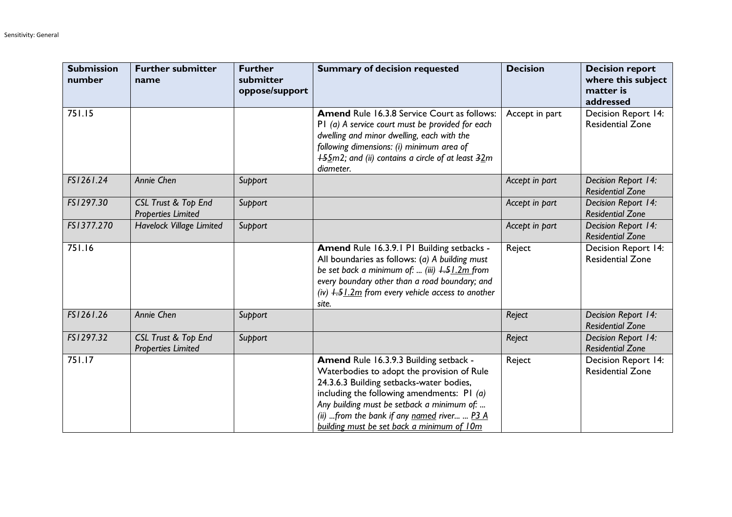| Submission number | Further submitter name | Further submitter oppose/support | Summary of decision requested | Decision | Decision report where this subject matter is addressed |
|---|---|---|---|---|---|
| 751.15 | | | **Amend** Rule 16.3.8 Service Court as follows: P1 *(a) A service court must be provided for each dwelling and minor dwelling, each with the following dimensions: (i) minimum area of* ~~*15*~~*5m2; and (ii) contains a circle of at least* ~~*3*~~*2m diameter.* | Accept in part | Decision Report 14: Residential Zone |
| *FS1261.24* | *Annie Chen* | *Support* | | *Accept in part* | *Decision Report 14: Residential Zone* |
| *FS1297.30* | *CSL Trust & Top End Properties Limited* | *Support* | | *Accept in part* | *Decision Report 14: Residential Zone* |
| *FS1377.270* | *Havelock Village Limited* | *Support* | | *Accept in part* | *Decision Report 14: Residential Zone* |
| 751.16 | | | **Amend** Rule 16.3.9.1 P1 Building setbacks - All boundaries as follows: (*a) A building must be set back a minimum of: ... (iii)* ~~*1.5*~~*1.2m from every boundary other than a road boundary; and (iv)* ~~*1.5*~~*1.2m from every vehicle access to another site.* | Reject | Decision Report 14: Residential Zone |
| *FS1261.26* | *Annie Chen* | *Support* | | *Reject* | *Decision Report 14: Residential Zone* |
| *FS1297.32* | *CSL Trust & Top End Properties Limited* | *Support* | | *Reject* | *Decision Report 14: Residential Zone* |
| 751.17 | | | **Amend** Rule 16.3.9.3 Building setback - Waterbodies to adopt the provision of Rule 24.3.6.3 Building setbacks-water bodies, including the following amendments: P1 *(a) Any building must be setback a minimum of: ... (ii) ...from the bank if any named river... ... P3 A building must be set back a minimum of 10m* | Reject | Decision Report 14: Residential Zone |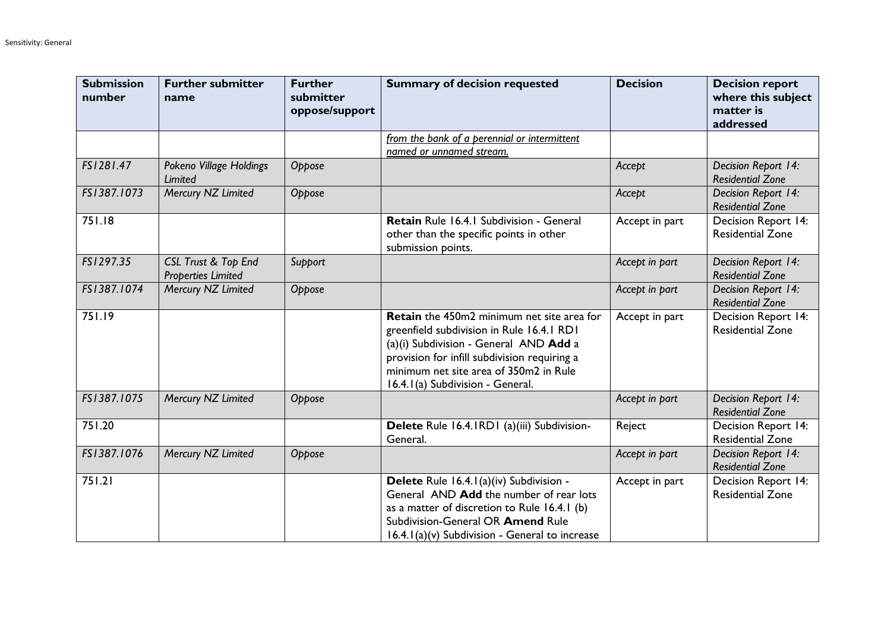| Submission number | Further submitter name | Further submitter oppose/support | Summary of decision requested | Decision | Decision report where this subject matter is addressed |
|---|---|---|---|---|---|
| | | | from the bank of a perennial or intermittent named or unnamed stream. | | |
| *FS1281.47* | *Pokeno Village Holdings Limited* | *Oppose* | | *Accept* | *Decision Report 14: Residential Zone* |
| *FS1387.1073* | *Mercury NZ Limited* | *Oppose* | | *Accept* | *Decision Report 14: Residential Zone* |
| 751.18 | | | **Retain** Rule 16.4.1 Subdivision - General other than the specific points in other submission points. | Accept in part | Decision Report 14: Residential Zone |
| *FS1297.35* | *CSL Trust & Top End Properties Limited* | *Support* | | *Accept in part* | *Decision Report 14: Residential Zone* |
| *FS1387.1074* | *Mercury NZ Limited* | *Oppose* | | *Accept in part* | *Decision Report 14: Residential Zone* |
| 751.19 | | | **Retain** the 450m2 minimum net site area for greenfield subdivision in Rule 16.4.1 RD1 (a)(i) Subdivision - General AND **Add** a provision for infill subdivision requiring a minimum net site area of 350m2 in Rule 16.4.1(a) Subdivision - General. | Accept in part | Decision Report 14: Residential Zone |
| *FS1387.1075* | *Mercury NZ Limited* | *Oppose* | | *Accept in part* | *Decision Report 14: Residential Zone* |
| 751.20 | | | **Delete** Rule 16.4.1RD1 (a)(iii) Subdivision-General. | Reject | Decision Report 14: Residential Zone |
| *FS1387.1076* | *Mercury NZ Limited* | *Oppose* | | *Accept in part* | *Decision Report 14: Residential Zone* |
| 751.21 | | | **Delete** Rule 16.4.1(a)(iv) Subdivision - General AND **Add** the number of rear lots as a matter of discretion to Rule 16.4.1 (b) Subdivision-General OR **Amend** Rule 16.4.1(a)(v) Subdivision - General to increase | Accept in part | Decision Report 14: Residential Zone |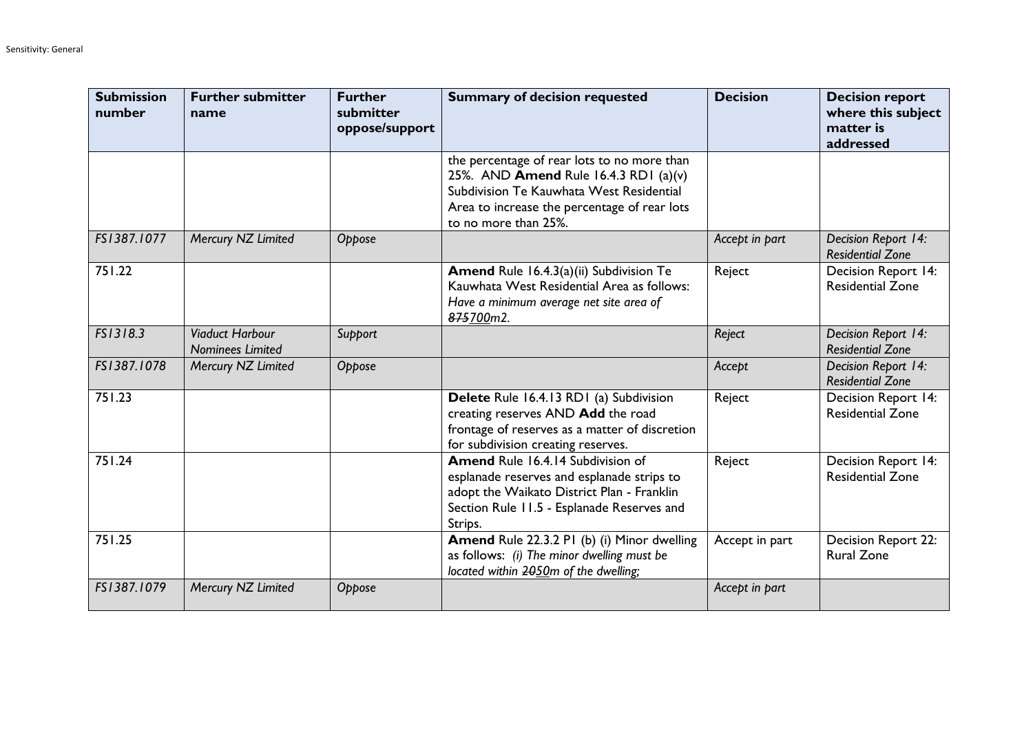| Submission number | Further submitter name | Further submitter oppose/support | Summary of decision requested | Decision | Decision report where this subject matter is addressed |
|---|---|---|---|---|---|
| | | | the percentage of rear lots to no more than 25%. AND **Amend** Rule 16.4.3 RD1 (a)(v) Subdivision Te Kauwhata West Residential Area to increase the percentage of rear lots to no more than 25%. | | |
| *FS1387.1077* | *Mercury NZ Limited* | *Oppose* | | *Accept in part* | *Decision Report 14: Residential Zone* |
| 751.22 | | | **Amend** Rule 16.4.3(a)(ii) Subdivision Te Kauwhata West Residential Area as follows: *Have a minimum average net site area of ~~875~~700m2.* | Reject | Decision Report 14: Residential Zone |
| *FS1318.3* | *Viaduct Harbour Nominees Limited* | *Support* | | *Reject* | *Decision Report 14: Residential Zone* |
| *FS1387.1078* | *Mercury NZ Limited* | *Oppose* | | *Accept* | *Decision Report 14: Residential Zone* |
| 751.23 | | | **Delete** Rule 16.4.13 RD1 (a) Subdivision creating reserves AND **Add** the road frontage of reserves as a matter of discretion for subdivision creating reserves. | Reject | Decision Report 14: Residential Zone |
| 751.24 | | | **Amend** Rule 16.4.14 Subdivision of esplanade reserves and esplanade strips to adopt the Waikato District Plan - Franklin Section Rule 11.5 - Esplanade Reserves and Strips. | Reject | Decision Report 14: Residential Zone |
| 751.25 | | | **Amend** Rule 22.3.2 P1 (b) (i) Minor dwelling as follows: *(i) The minor dwelling must be located within ~~20~~50m of the dwelling;* | Accept in part | Decision Report 22: Rural Zone |
| *FS1387.1079* | *Mercury NZ Limited* | *Oppose* | | *Accept in part* | |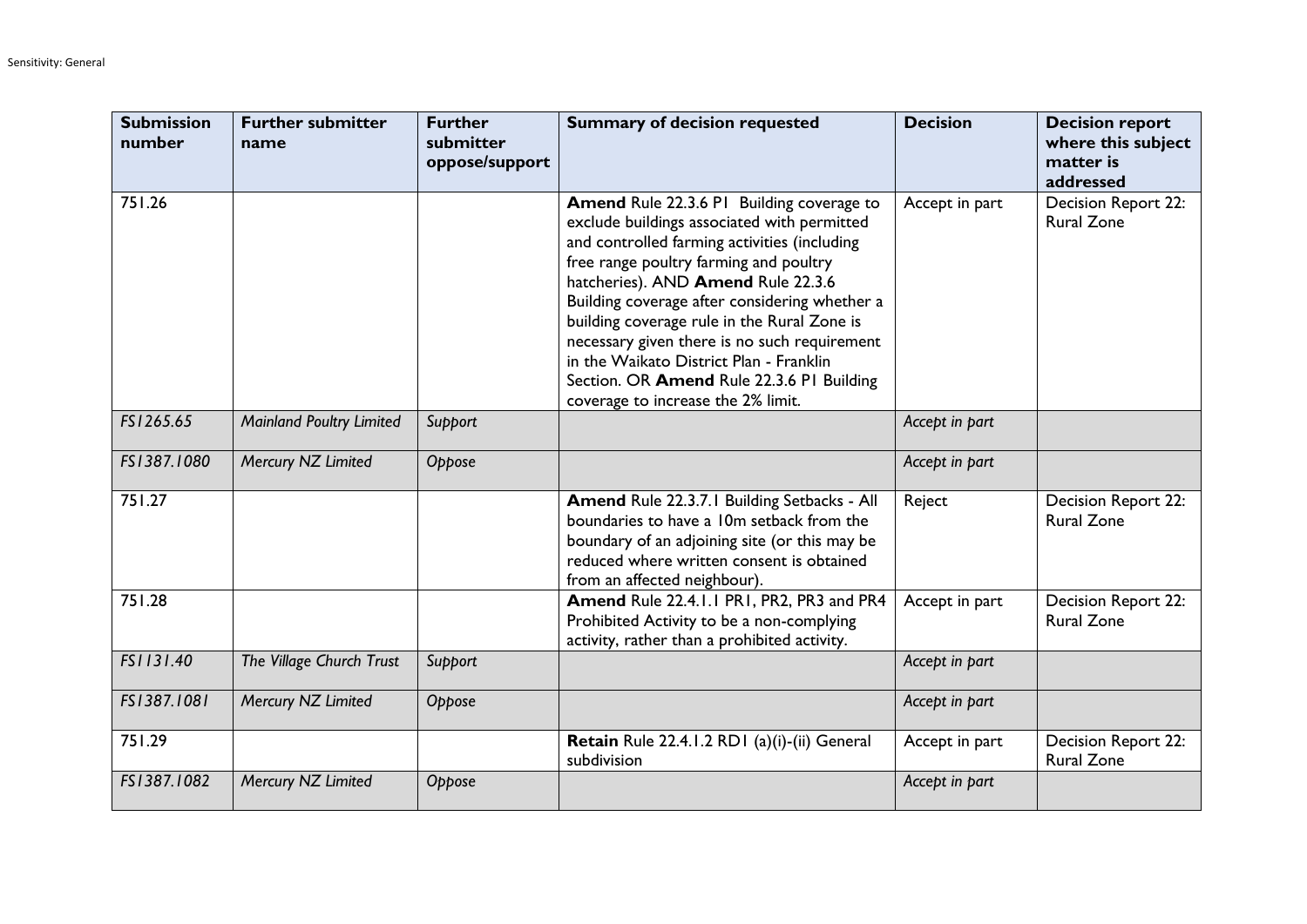| Submission number | Further submitter name | Further submitter oppose/support | Summary of decision requested | Decision | Decision report where this subject matter is addressed |
|---|---|---|---|---|---|
| 751.26 | | | **Amend** Rule 22.3.6 P1 Building coverage to exclude buildings associated with permitted and controlled farming activities (including free range poultry farming and poultry hatcheries). AND **Amend** Rule 22.3.6 Building coverage after considering whether a building coverage rule in the Rural Zone is necessary given there is no such requirement in the Waikato District Plan - Franklin Section. OR **Amend** Rule 22.3.6 P1 Building coverage to increase the 2% limit. | Accept in part | Decision Report 22: Rural Zone |
| *FS1265.65* | *Mainland Poultry Limited* | *Support* | | *Accept in part* | |
| *FS1387.1080* | *Mercury NZ Limited* | *Oppose* | | *Accept in part* | |
| 751.27 | | | **Amend** Rule 22.3.7.1 Building Setbacks - All boundaries to have a 10m setback from the boundary of an adjoining site (or this may be reduced where written consent is obtained from an affected neighbour). | Reject | Decision Report 22: Rural Zone |
| 751.28 | | | **Amend** Rule 22.4.1.1 PR1, PR2, PR3 and PR4 Prohibited Activity to be a non-complying activity, rather than a prohibited activity. | Accept in part | Decision Report 22: Rural Zone |
| *FS1131.40* | *The Village Church Trust* | *Support* | | *Accept in part* | |
| *FS1387.1081* | *Mercury NZ Limited* | *Oppose* | | *Accept in part* | |
| 751.29 | | | **Retain** Rule 22.4.1.2 RD1 (a)(i)-(ii) General subdivision | Accept in part | Decision Report 22: Rural Zone |
| *FS1387.1082* | *Mercury NZ Limited* | *Oppose* | | *Accept in part* | |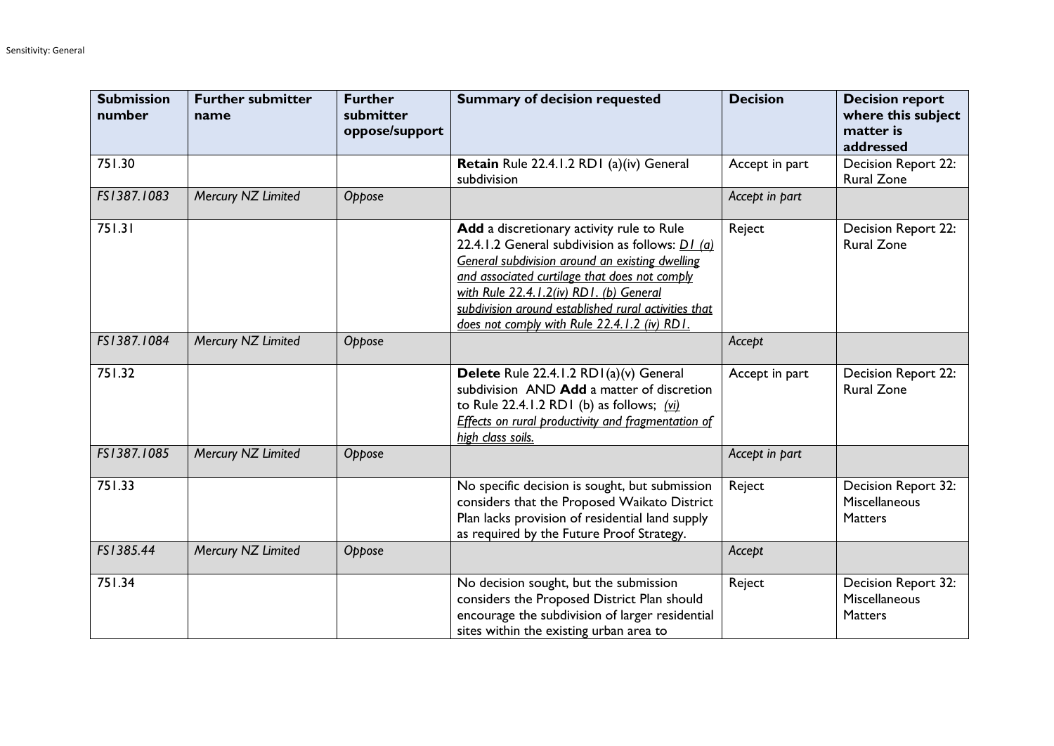| Submission number | Further submitter name | Further submitter oppose/support | Summary of decision requested | Decision | Decision report where this subject matter is addressed |
|---|---|---|---|---|---|
| 751.30 | | | **Retain** Rule 22.4.1.2 RD1 (a)(iv) General subdivision | Accept in part | Decision Report 22: Rural Zone |
| *FS1387.1083* | *Mercury NZ Limited* | *Oppose* | | *Accept in part* | |
| 751.31 | | | **Add** a discretionary activity rule to Rule 22.4.1.2 General subdivision as follows: *D1 (a) General subdivision around an existing dwelling and associated curtilage that does not comply with Rule 22.4.1.2(iv) RD1. (b) General subdivision around established rural activities that does not comply with Rule 22.4.1.2 (iv) RD1.* | Reject | Decision Report 22: Rural Zone |
| *FS1387.1084* | *Mercury NZ Limited* | *Oppose* | | *Accept* | |
| 751.32 | | | **Delete** Rule 22.4.1.2 RD1(a)(v) General subdivision AND **Add** a matter of discretion to Rule 22.4.1.2 RD1 (b) as follows; *(vi) Effects on rural productivity and fragmentation of high class soils.* | Accept in part | Decision Report 22: Rural Zone |
| *FS1387.1085* | *Mercury NZ Limited* | *Oppose* | | *Accept in part* | |
| 751.33 | | | No specific decision is sought, but submission considers that the Proposed Waikato District Plan lacks provision of residential land supply as required by the Future Proof Strategy. | Reject | Decision Report 32: Miscellaneous Matters |
| *FS1385.44* | *Mercury NZ Limited* | *Oppose* | | *Accept* | |
| 751.34 | | | No decision sought, but the submission considers the Proposed District Plan should encourage the subdivision of larger residential sites within the existing urban area to | Reject | Decision Report 32: Miscellaneous Matters |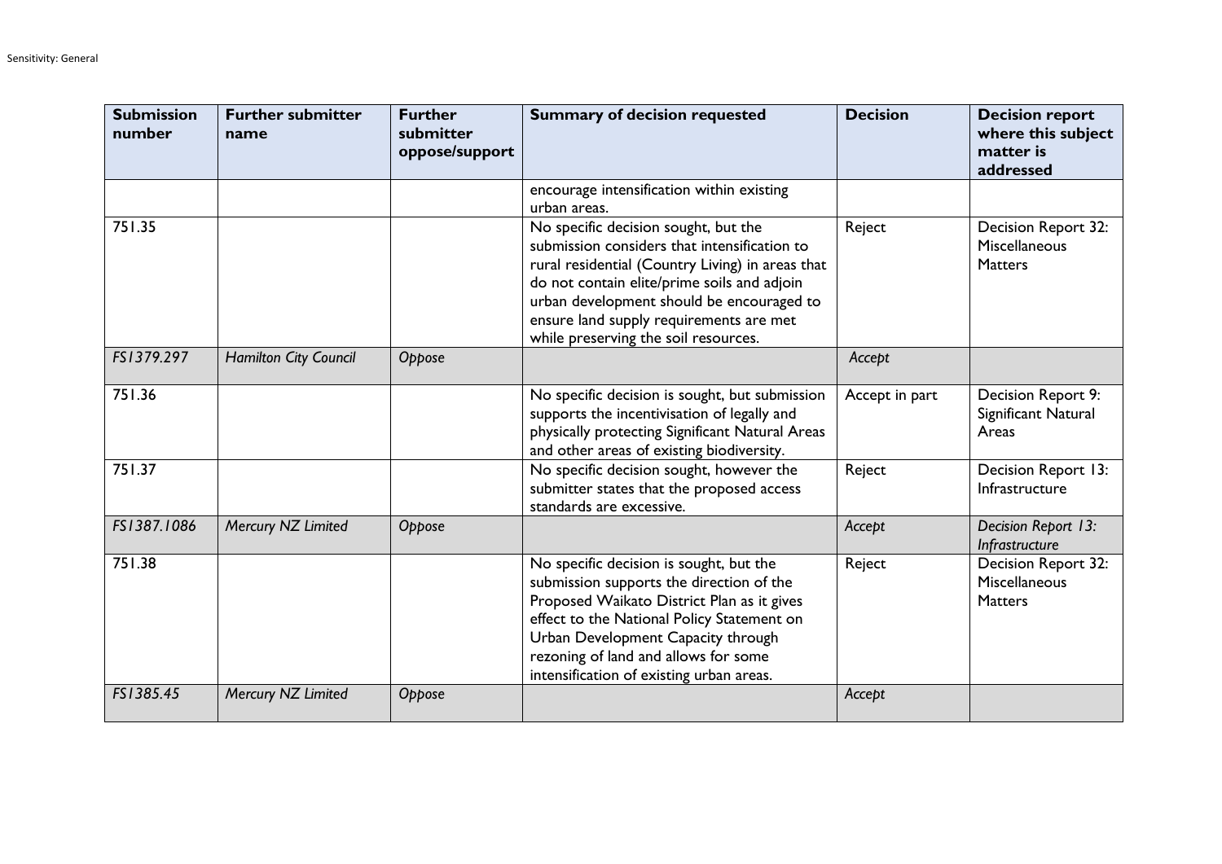| Submission number | Further submitter name | Further submitter oppose/support | Summary of decision requested | Decision | Decision report where this subject matter is addressed |
|---|---|---|---|---|---|
| | | | encourage intensification within existing urban areas. | | |
| 751.35 | | | No specific decision sought, but the submission considers that intensification to rural residential (Country Living) in areas that do not contain elite/prime soils and adjoin urban development should be encouraged to ensure land supply requirements are met while preserving the soil resources. | Reject | Decision Report 32: Miscellaneous Matters |
| *FS1379.297* | *Hamilton City Council* | *Oppose* | | *Accept* | |
| 751.36 | | | No specific decision is sought, but submission supports the incentivisation of legally and physically protecting Significant Natural Areas and other areas of existing biodiversity. | Accept in part | Decision Report 9: Significant Natural Areas |
| 751.37 | | | No specific decision sought, however the submitter states that the proposed access standards are excessive. | Reject | Decision Report 13: Infrastructure |
| *FS1387.1086* | *Mercury NZ Limited* | *Oppose* | | *Accept* | *Decision Report 13: Infrastructure* |
| 751.38 | | | No specific decision is sought, but the submission supports the direction of the Proposed Waikato District Plan as it gives effect to the National Policy Statement on Urban Development Capacity through rezoning of land and allows for some intensification of existing urban areas. | Reject | Decision Report 32: Miscellaneous Matters |
| *FS1385.45* | *Mercury NZ Limited* | *Oppose* | | *Accept* | |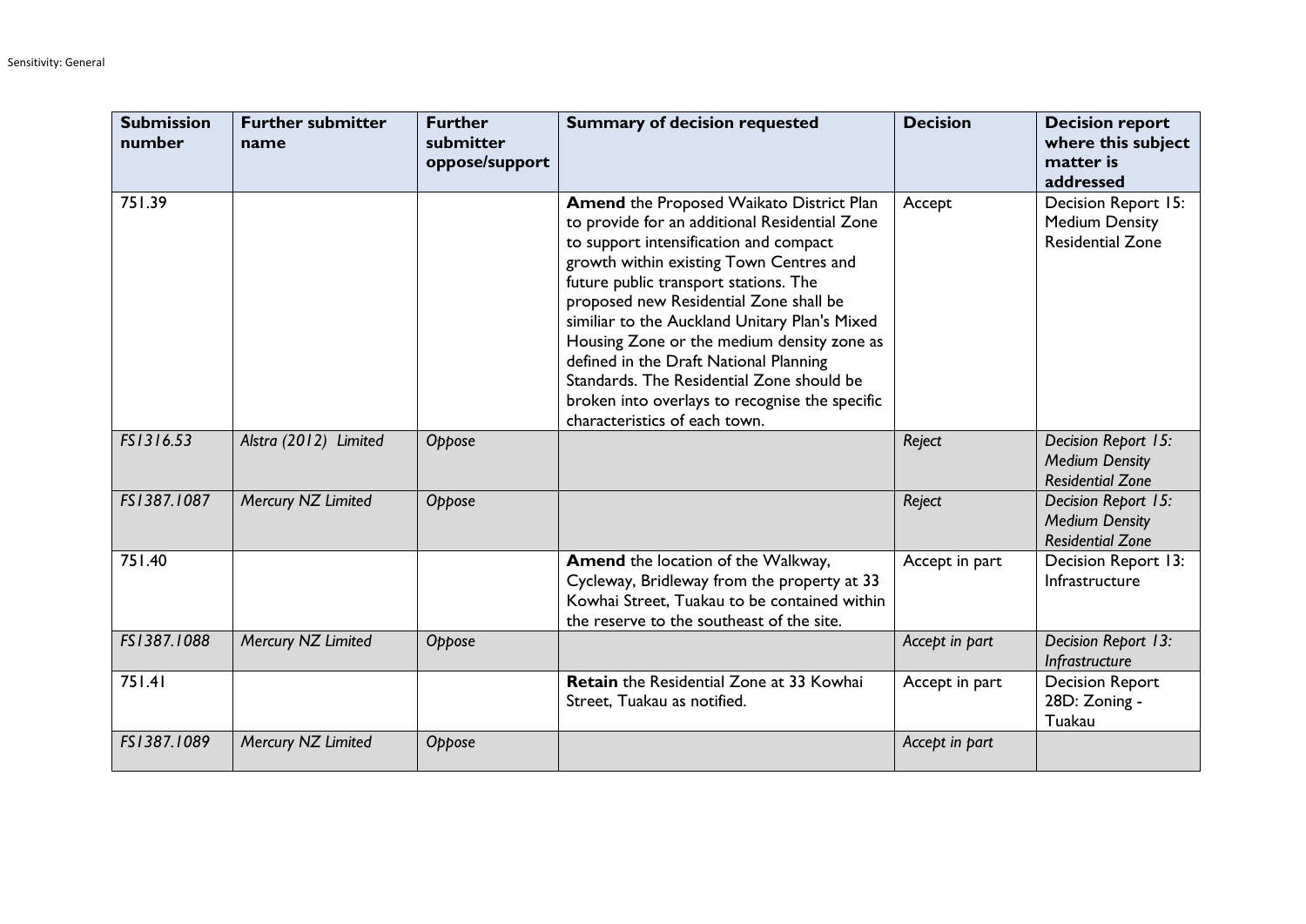| Submission number | Further submitter name | Further submitter oppose/support | Summary of decision requested | Decision | Decision report where this subject matter is addressed |
|---|---|---|---|---|---|
| 751.39 | | | **Amend** the Proposed Waikato District Plan to provide for an additional Residential Zone to support intensification and compact growth within existing Town Centres and future public transport stations. The proposed new Residential Zone shall be similiar to the Auckland Unitary Plan's Mixed Housing Zone or the medium density zone as defined in the Draft National Planning Standards. The Residential Zone should be broken into overlays to recognise the specific characteristics of each town. | Accept | Decision Report 15: Medium Density Residential Zone |
| *FS1316.53* | *Alstra (2012) Limited* | *Oppose* | | *Reject* | *Decision Report 15: Medium Density Residential Zone* |
| *FS1387.1087* | *Mercury NZ Limited* | *Oppose* | | *Reject* | *Decision Report 15: Medium Density Residential Zone* |
| 751.40 | | | **Amend** the location of the Walkway, Cycleway, Bridleway from the property at 33 Kowhai Street, Tuakau to be contained within the reserve to the southeast of the site. | Accept in part | Decision Report 13: Infrastructure |
| *FS1387.1088* | *Mercury NZ Limited* | *Oppose* | | *Accept in part* | *Decision Report 13: Infrastructure* |
| 751.41 | | | **Retain** the Residential Zone at 33 Kowhai Street, Tuakau as notified. | Accept in part | Decision Report 28D: Zoning - Tuakau |
| *FS1387.1089* | *Mercury NZ Limited* | *Oppose* | | *Accept in part* | |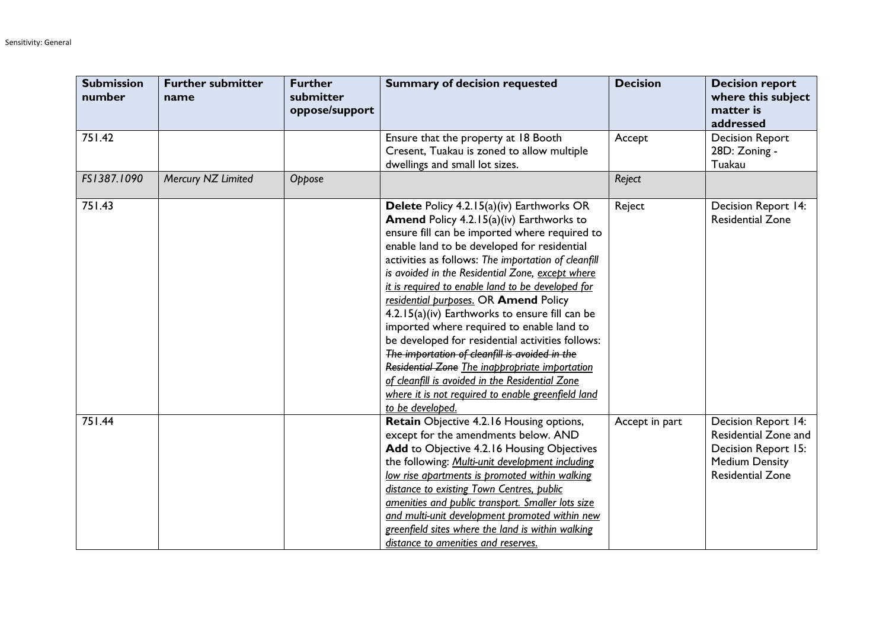| Submission number | Further submitter name | Further submitter oppose/support | Summary of decision requested | Decision | Decision report where this subject matter is addressed |
|---|---|---|---|---|---|
| 751.42 | | | Ensure that the property at 18 Booth Cresent, Tuakau is zoned to allow multiple dwellings and small lot sizes. | Accept | Decision Report 28D: Zoning - Tuakau |
| *FS1387.1090* | *Mercury NZ Limited* | *Oppose* | | *Reject* | |
| 751.43 | | | **Delete** Policy 4.2.15(a)(iv) Earthworks OR **Amend** Policy 4.2.15(a)(iv) Earthworks to ensure fill can be imported where required to enable land to be developed for residential activities as follows: *The importation of cleanfill is avoided in the Residential Zone, <u>except where it is required to enable land to be developed for residential purposes.</u>* OR **Amend** Policy 4.2.15(a)(iv) Earthworks to ensure fill can be imported where required to enable land to be developed for residential activities follows: *~~The importation of cleanfill is avoided in the Residential Zone~~ <u>The inappropriate importation of cleanfill is avoided in the Residential Zone where it is not required to enable greenfield land to be developed.</u>* | Reject | Decision Report 14: Residential Zone |
| 751.44 | | | **Retain** Objective 4.2.16 Housing options, except for the amendments below. AND **Add** to Objective 4.2.16 Housing Objectives the following: *<u>Multi-unit development including low rise apartments is promoted within walking distance to existing Town Centres, public amenities and public transport. Smaller lots size and multi-unit development promoted within new greenfield sites where the land is within walking distance to amenities and reserves.</u>* | Accept in part | Decision Report 14: Residential Zone and Decision Report 15: Medium Density Residential Zone |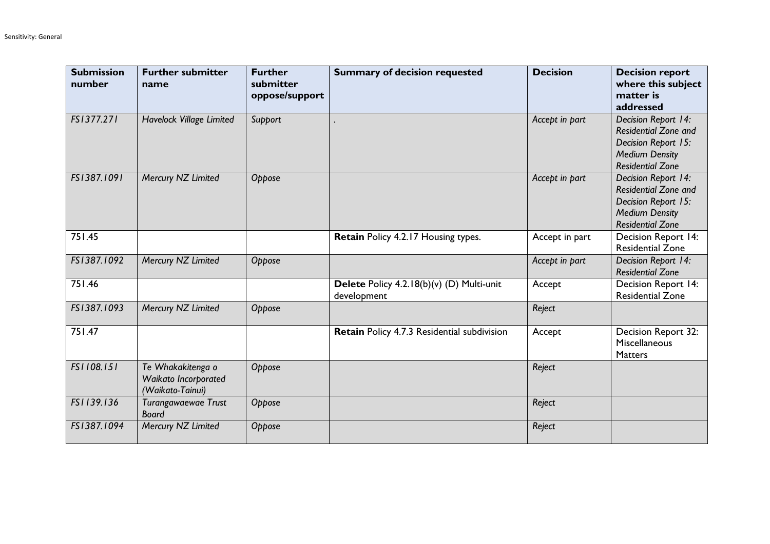| Submission number | Further submitter name | Further submitter oppose/support | Summary of decision requested | Decision | Decision report where this subject matter is addressed |
|---|---|---|---|---|---|
| *FS1377.271* | *Havelock Village Limited* | *Support* | . | *Accept in part* | *Decision Report 14: Residential Zone and Decision Report 15: Medium Density Residential Zone* |
| *FS1387.1091* | *Mercury NZ Limited* | *Oppose* | | *Accept in part* | *Decision Report 14: Residential Zone and Decision Report 15: Medium Density Residential Zone* |
| 751.45 | | | **Retain** Policy 4.2.17 Housing types. | Accept in part | Decision Report 14: Residential Zone |
| *FS1387.1092* | *Mercury NZ Limited* | *Oppose* | | *Accept in part* | *Decision Report 14: Residential Zone* |
| 751.46 | | | **Delete** Policy 4.2.18(b)(v) (D) Multi-unit development | Accept | Decision Report 14: Residential Zone |
| *FS1387.1093* | *Mercury NZ Limited* | *Oppose* | | *Reject* | |
| 751.47 | | | **Retain** Policy 4.7.3 Residential subdivision | Accept | Decision Report 32: Miscellaneous Matters |
| *FS1108.151* | *Te Whakakitenga o Waikato Incorporated (Waikato-Tainui)* | *Oppose* | | *Reject* | |
| *FS1139.136* | *Turangawaewae Trust Board* | *Oppose* | | *Reject* | |
| *FS1387.1094* | *Mercury NZ Limited* | *Oppose* | | *Reject* | |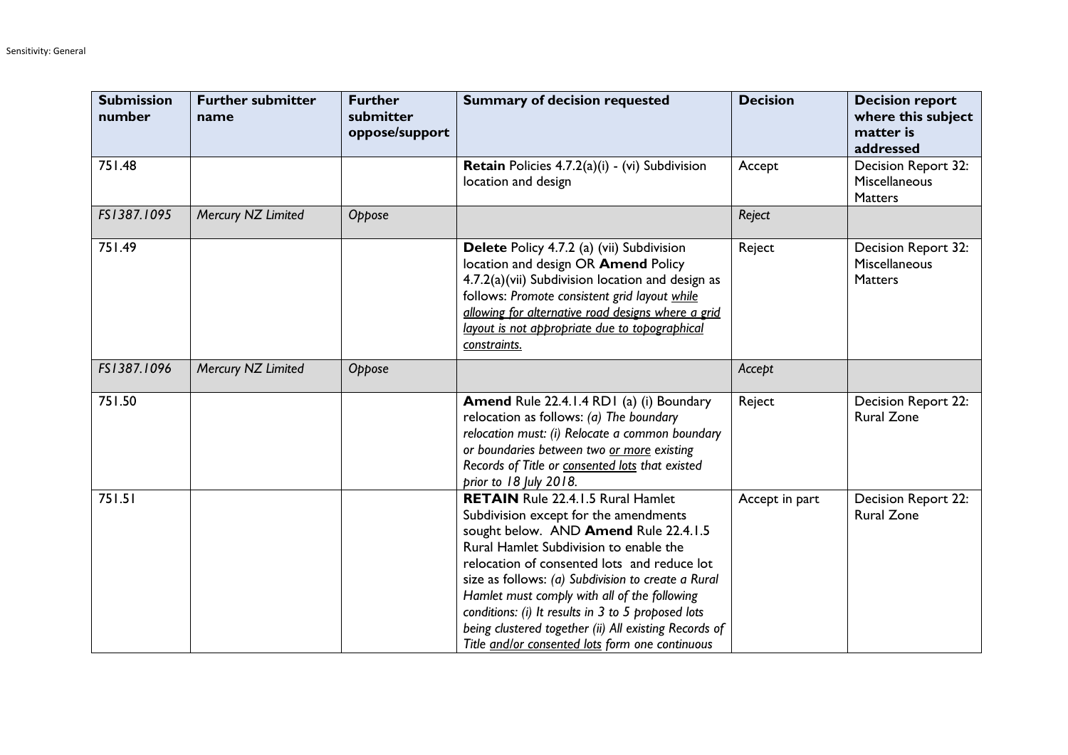| Submission number | Further submitter name | Further submitter oppose/support | Summary of decision requested | Decision | Decision report where this subject matter is addressed |
|---|---|---|---|---|---|
| 751.48 | | | **Retain** Policies 4.7.2(a)(i) - (vi) Subdivision location and design | Accept | Decision Report 32: Miscellaneous Matters |
| *FS1387.1095* | *Mercury NZ Limited* | *Oppose* | | *Reject* | |
| 751.49 | | | **Delete** Policy 4.7.2 (a) (vii) Subdivision location and design OR **Amend** Policy 4.7.2(a)(vii) Subdivision location and design as follows: *Promote consistent grid layout <u>while allowing for alternative road designs where a grid layout is not appropriate due to topographical constraints.</u>* | Reject | Decision Report 32: Miscellaneous Matters |
| *FS1387.1096* | *Mercury NZ Limited* | *Oppose* | | *Accept* | |
| 751.50 | | | **Amend** Rule 22.4.1.4 RD1 (a) (i) Boundary relocation as follows: *(a) The boundary relocation must: (i) Relocate a common boundary or boundaries between two <u>or more</u> existing Records of Title or <u>consented lots</u> that existed prior to 18 July 2018.* | Reject | Decision Report 22: Rural Zone |
| 751.51 | | | **RETAIN** Rule 22.4.1.5 Rural Hamlet Subdivision except for the amendments sought below. AND **Amend** Rule 22.4.1.5 Rural Hamlet Subdivision to enable the relocation of consented lots and reduce lot size as follows: *(a) Subdivision to create a Rural Hamlet must comply with all of the following conditions: (i) It results in 3 to 5 proposed lots being clustered together (ii) All existing Records of Title <u>and/or consented lots</u> form one continuous* | Accept in part | Decision Report 22: Rural Zone |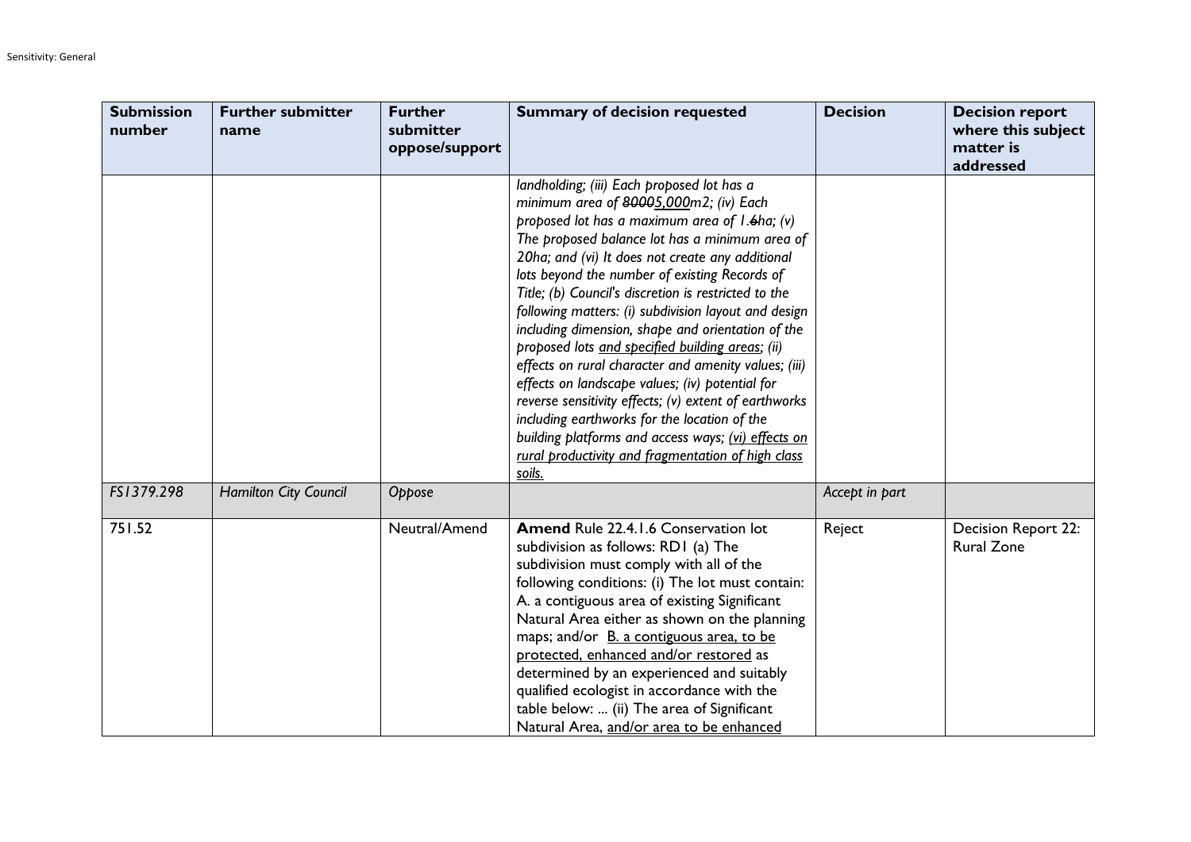| Submission number | Further submitter name | Further submitter oppose/support | Summary of decision requested | Decision | Decision report where this subject matter is addressed |
|---|---|---|---|---|---|
| | | | *landholding; (iii) Each proposed lot has a minimum area of ~~8000~~5,000m2; (iv) Each proposed lot has a maximum area of 1.~~6~~ha; (v) The proposed balance lot has a minimum area of 20ha; and (vi) It does not create any additional lots beyond the number of existing Records of Title; (b) Council's discretion is restricted to the following matters: (i) subdivision layout and design including dimension, shape and orientation of the proposed lots <u>and specified building areas</u>; (ii) effects on rural character and amenity values; (iii) effects on landscape values; (iv) potential for reverse sensitivity effects; (v) extent of earthworks including earthworks for the location of the building platforms and access ways; <u>(vi) effects on rural productivity and fragmentation of high class soils.</u>* | | |
| *FS1379.298* | *Hamilton City Council* | *Oppose* | | *Accept in part* | |
| 751.52 | | Neutral/Amend | **Amend** Rule 22.4.1.6 Conservation lot subdivision as follows: RD1 (a) The subdivision must comply with all of the following conditions: (i) The lot must contain: A. a contiguous area of existing Significant Natural Area either as shown on the planning maps; and/or <u>B. a contiguous area, to be protected, enhanced and/or restored</u> as determined by an experienced and suitably qualified ecologist in accordance with the table below: ... (ii) The area of Significant Natural Area, <u>and/or area to be enhanced</u> | Reject | Decision Report 22: Rural Zone |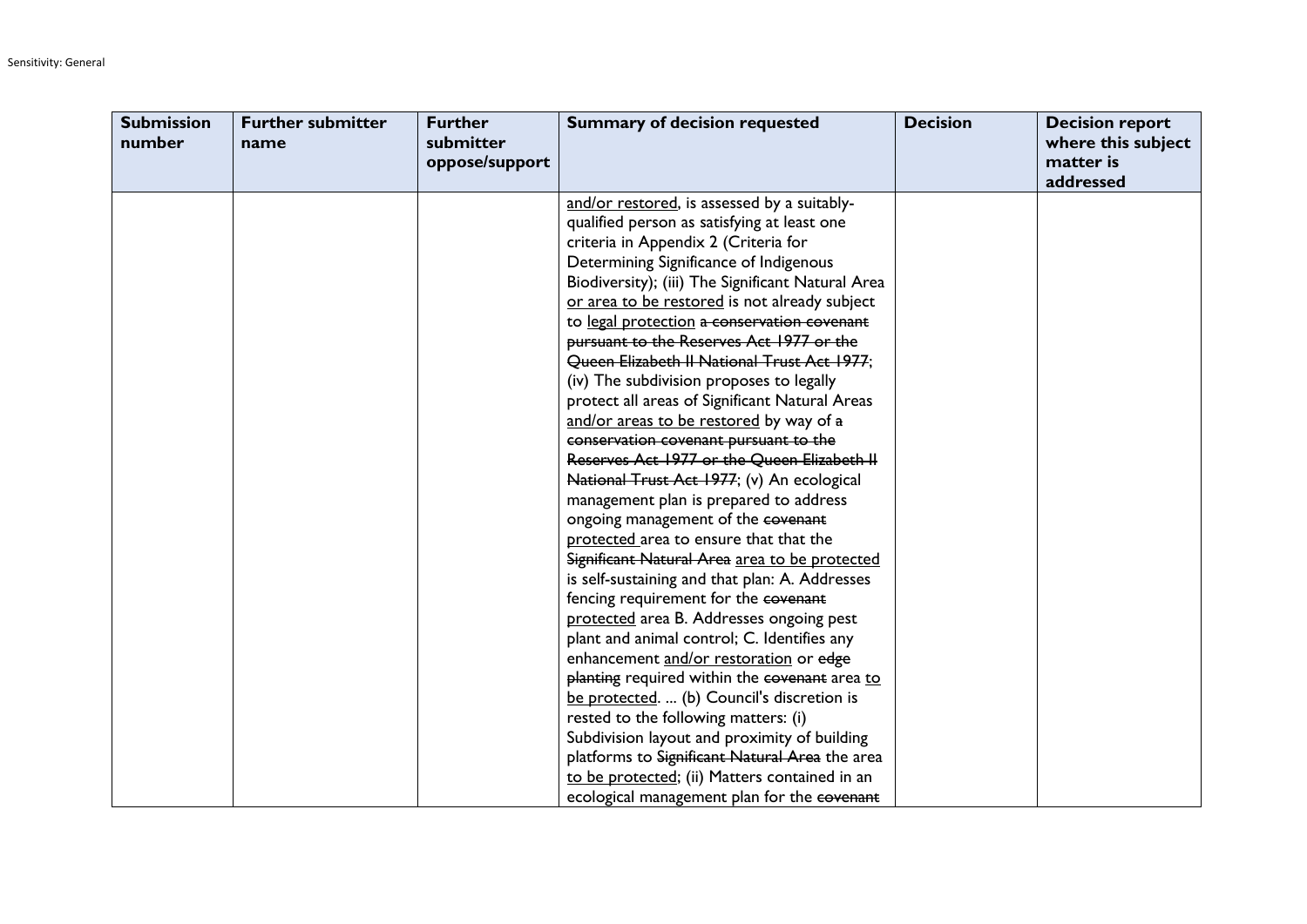| Submission number | Further submitter name | Further submitter oppose/support | Summary of decision requested | Decision | Decision report where this subject matter is addressed |
|---|---|---|---|---|---|
| | | | <u>and/or restored</u>, is assessed by a suitably-qualified person as satisfying at least one criteria in Appendix 2 (Criteria for Determining Significance of Indigenous Biodiversity); (iii) The Significant Natural Area <u>or area to be restored</u> is not already subject to <u>legal protection</u> ~~a conservation covenant pursuant to the Reserves Act 1977 or the Queen Elizabeth II National Trust Act 1977~~; (iv) The subdivision proposes to legally protect all areas of Significant Natural Areas <u>and/or areas to be restored</u> by way of a ~~conservation covenant pursuant to the Reserves Act 1977 or the Queen Elizabeth II National Trust Act 1977~~; (v) An ecological management plan is prepared to address ongoing management of the ~~covenant~~ <u>protected</u> area to ensure that that the ~~Significant Natural Area~~ <u>area to be protected</u> is self-sustaining and that plan: A. Addresses fencing requirement for the ~~covenant~~ <u>protected</u> area B. Addresses ongoing pest plant and animal control; C. Identifies any enhancement <u>and/or restoration</u> or ~~edge planting~~ required within the ~~covenant~~ area <u>to be protected</u>. ... (b) Council's discretion is rested to the following matters: (i) Subdivision layout and proximity of building platforms to ~~Significant Natural Area~~ the area <u>to be protected</u>; (ii) Matters contained in an ecological management plan for the ~~covenant~~ | | |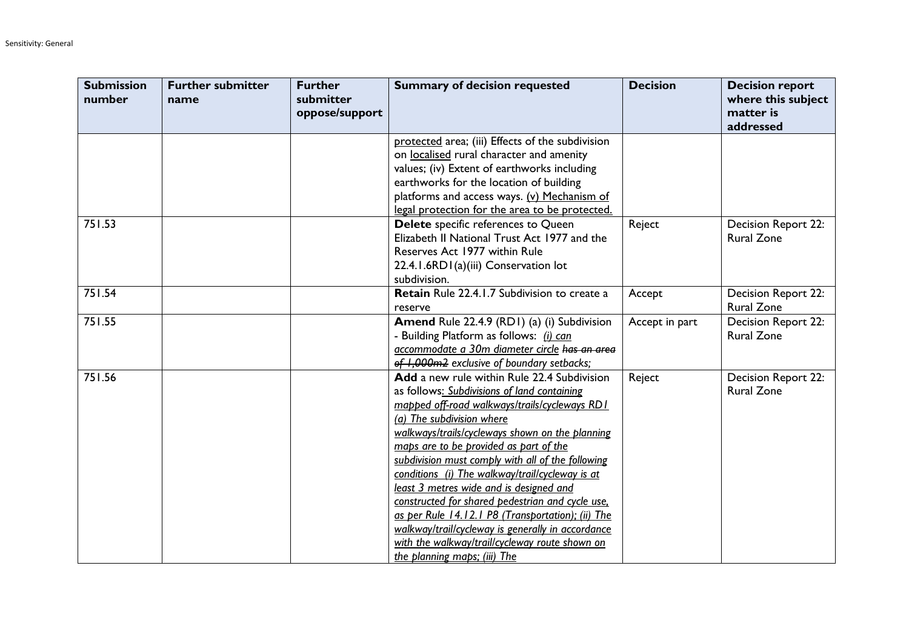| Submission number | Further submitter name | Further submitter oppose/support | Summary of decision requested | Decision | Decision report where this subject matter is addressed |
|---|---|---|---|---|---|
| | | | <u>protected</u> area; (iii) Effects of the subdivision on <u>localised</u> rural character and amenity values; (iv) Extent of earthworks including earthworks for the location of building platforms and access ways. <u>(v) Mechanism of legal protection for the area to be protected.</u> | | |
| 751.53 | | | **Delete** specific references to Queen Elizabeth II National Trust Act 1977 and the Reserves Act 1977 within Rule 22.4.1.6RD1(a)(iii) Conservation lot subdivision. | Reject | Decision Report 22: Rural Zone |
| 751.54 | | | **Retain** Rule 22.4.1.7 Subdivision to create a reserve | Accept | Decision Report 22: Rural Zone |
| 751.55 | | | **Amend** Rule 22.4.9 (RD1) (a) (i) Subdivision - Building Platform as follows: *<u>(i) can accommodate a 30m diameter circle</u> ~~has an area of 1,000m2~~ exclusive of boundary setbacks;* | Accept in part | Decision Report 22: Rural Zone |
| 751.56 | | | **Add** a new rule within Rule 22.4 Subdivision as follows*<u>: Subdivisions of land containing mapped off-road walkways/trails/cycleways RD1 (a) The subdivision where walkways/trails/cycleways shown on the planning maps are to be provided as part of the subdivision must comply with all of the following conditions (i) The walkway/trail/cycleway is at least 3 metres wide and is designed and constructed for shared pedestrian and cycle use, as per Rule 14.12.1 P8 (Transportation); (ii) The walkway/trail/cycleway is generally in accordance with the walkway/trail/cycleway route shown on the planning maps; (iii) The</u>* | Reject | Decision Report 22: Rural Zone |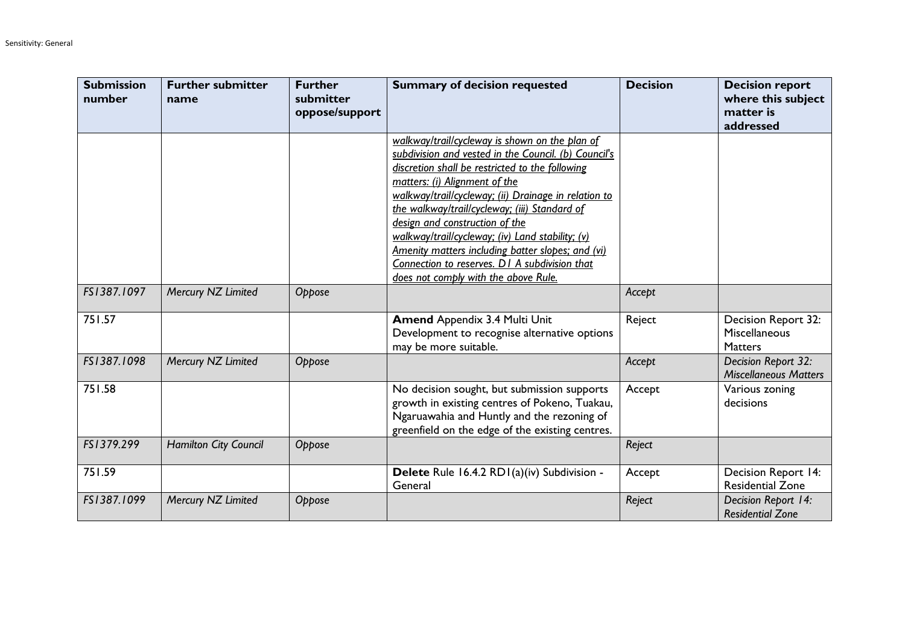| Submission number | Further submitter name | Further submitter oppose/support | Summary of decision requested | Decision | Decision report where this subject matter is addressed |
|---|---|---|---|---|---|
| | | | <u>*walkway/trail/cycleway is shown on the plan of subdivision and vested in the Council. (b) Council's discretion shall be restricted to the following matters: (i) Alignment of the walkway/trail/cycleway; (ii) Drainage in relation to the walkway/trail/cycleway; (iii) Standard of design and construction of the walkway/trail/cycleway; (iv) Land stability; (v) Amenity matters including batter slopes; and (vi) Connection to reserves. D1 A subdivision that does not comply with the above Rule.*</u> | | |
| *FS1387.1097* | *Mercury NZ Limited* | *Oppose* | | *Accept* | |
| 751.57 | | | **Amend** Appendix 3.4 Multi Unit Development to recognise alternative options may be more suitable. | Reject | Decision Report 32: Miscellaneous Matters |
| *FS1387.1098* | *Mercury NZ Limited* | *Oppose* | | *Accept* | *Decision Report 32: Miscellaneous Matters* |
| 751.58 | | | No decision sought, but submission supports growth in existing centres of Pokeno, Tuakau, Ngaruawahia and Huntly and the rezoning of greenfield on the edge of the existing centres. | Accept | Various zoning decisions |
| *FS1379.299* | *Hamilton City Council* | *Oppose* | | *Reject* | |
| 751.59 | | | **Delete** Rule 16.4.2 RD1(a)(iv) Subdivision - General | Accept | Decision Report 14: Residential Zone |
| *FS1387.1099* | *Mercury NZ Limited* | *Oppose* | | *Reject* | *Decision Report 14: Residential Zone* |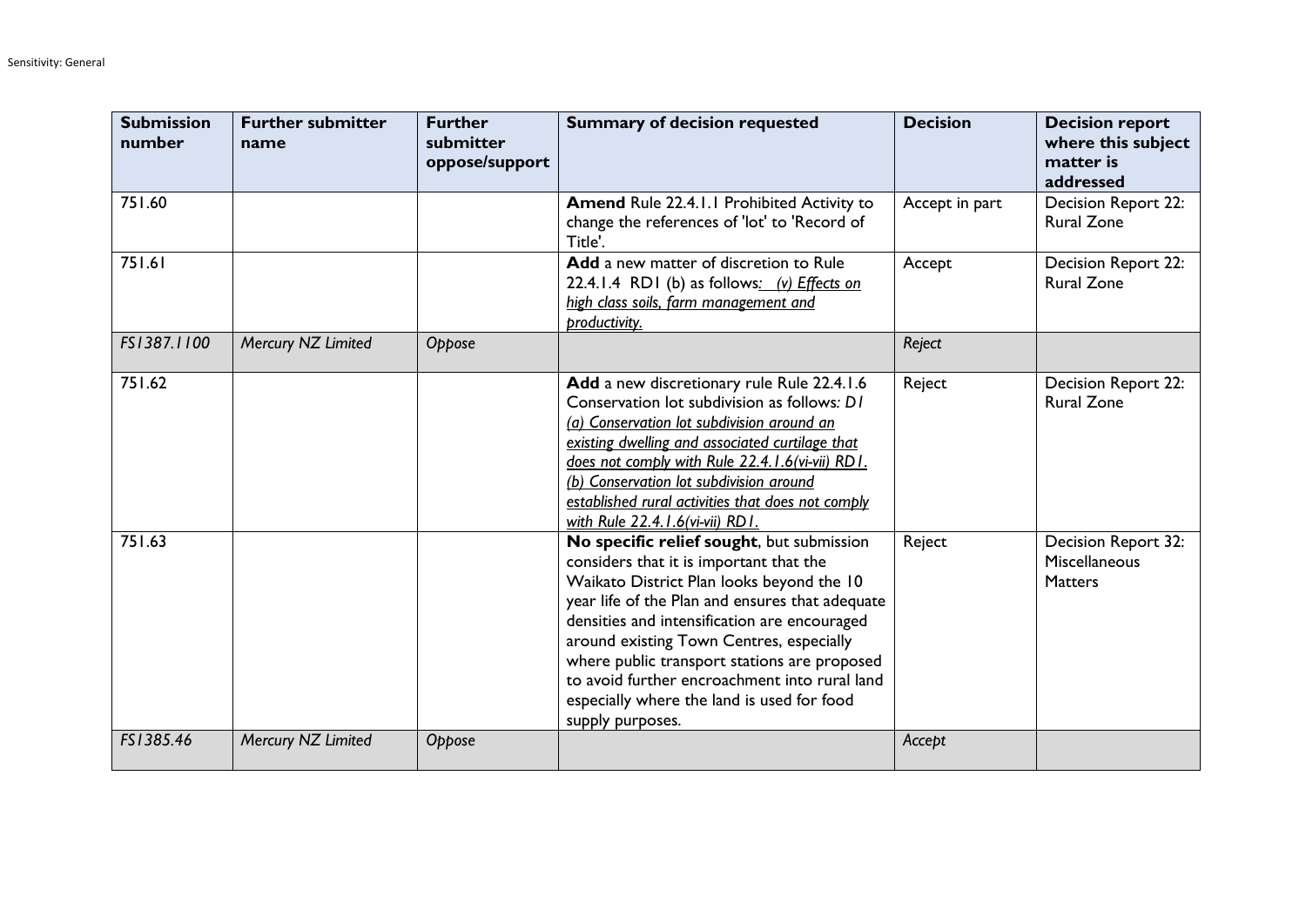| Submission number | Further submitter name | Further submitter oppose/support | Summary of decision requested | Decision | Decision report where this subject matter is addressed |
|---|---|---|---|---|---|
| 751.60 | | | **Amend** Rule 22.4.1.1 Prohibited Activity to change the references of 'lot' to 'Record of Title'. | Accept in part | Decision Report 22: Rural Zone |
| 751.61 | | | **Add** a new matter of discretion to Rule 22.4.1.4 RD1 (b) as follows: *(v) Effects on high class soils, farm management and productivity.* | Accept | Decision Report 22: Rural Zone |
| *FS1387.1100* | *Mercury NZ Limited* | *Oppose* | | *Reject* | |
| 751.62 | | | **Add** a new discretionary rule Rule 22.4.1.6 Conservation lot subdivision as follows: *D1 (a) Conservation lot subdivision around an existing dwelling and associated curtilage that does not comply with Rule 22.4.1.6(vi-vii) RD1. (b) Conservation lot subdivision around established rural activities that does not comply with Rule 22.4.1.6(vi-vii) RD1.* | Reject | Decision Report 22: Rural Zone |
| 751.63 | | | **No specific relief sought**, but submission considers that it is important that the Waikato District Plan looks beyond the 10 year life of the Plan and ensures that adequate densities and intensification are encouraged around existing Town Centres, especially where public transport stations are proposed to avoid further encroachment into rural land especially where the land is used for food supply purposes. | Reject | Decision Report 32: Miscellaneous Matters |
| *FS1385.46* | *Mercury NZ Limited* | *Oppose* | | *Accept* | |